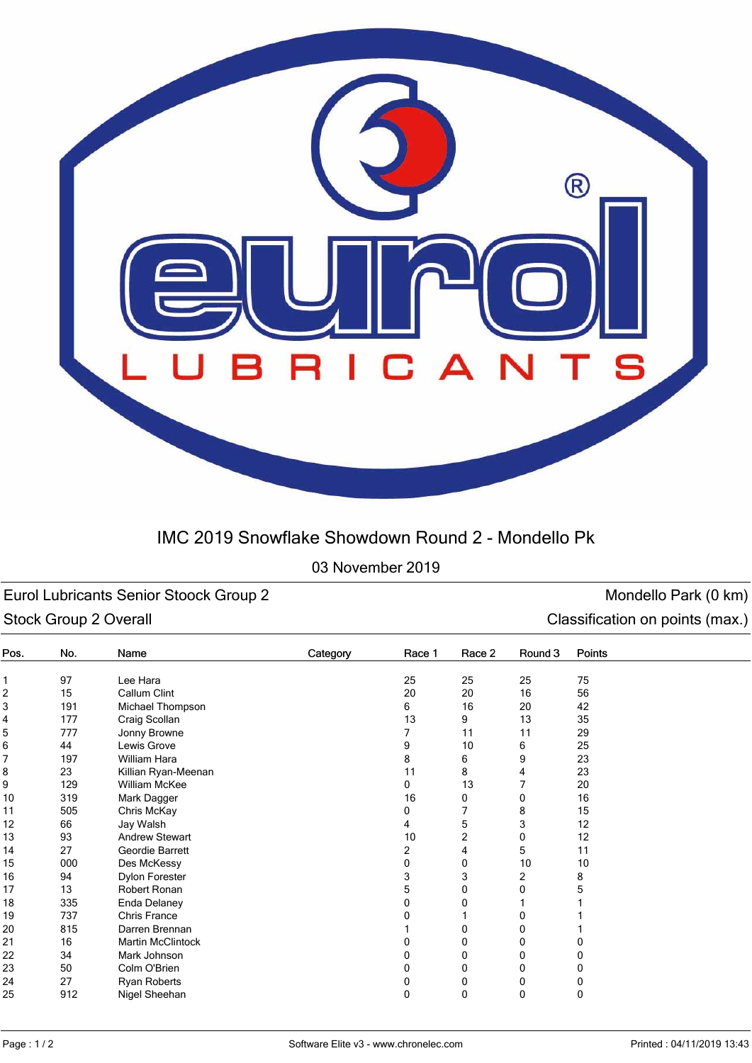# IMC 2019 Snowflake Showdown Round 2 - Mondello Pk

03 November 2019

**Eurol Lubricants Senior Stoock Group 2** — Mondello Park (0 km)

**Stock Group 2 Overall** — Classification on points (max.)

| Pos. | No. | Name | Category | Race 1 | Race 2 | Round 3 | Points |
|---|---|---|---|---|---|---|---|
| 1 | 97 | Lee Hara | | 25 | 25 | 25 | 75 |
| 2 | 15 | Callum Clint | | 20 | 20 | 16 | 56 |
| 3 | 191 | Michael Thompson | | 6 | 16 | 20 | 42 |
| 4 | 177 | Craig Scollan | | 13 | 9 | 13 | 35 |
| 5 | 777 | Jonny Browne | | 7 | 11 | 11 | 29 |
| 6 | 44 | Lewis Grove | | 9 | 10 | 6 | 25 |
| 7 | 197 | William Hara | | 8 | 6 | 9 | 23 |
| 8 | 23 | Killian Ryan-Meenan | | 11 | 8 | 4 | 23 |
| 9 | 129 | William McKee | | 0 | 13 | 7 | 20 |
| 10 | 319 | Mark Dagger | | 16 | 0 | 0 | 16 |
| 11 | 505 | Chris McKay | | 0 | 7 | 8 | 15 |
| 12 | 66 | Jay Walsh | | 4 | 5 | 3 | 12 |
| 13 | 93 | Andrew Stewart | | 10 | 2 | 0 | 12 |
| 14 | 27 | Geordie Barrett | | 2 | 4 | 5 | 11 |
| 15 | 000 | Des McKessy | | 0 | 0 | 10 | 10 |
| 16 | 94 | Dylon Forester | | 3 | 3 | 2 | 8 |
| 17 | 13 | Robert Ronan | | 5 | 0 | 0 | 5 |
| 18 | 335 | Enda Delaney | | 0 | 0 | 1 | 1 |
| 19 | 737 | Chris France | | 0 | 1 | 0 | 1 |
| 20 | 815 | Darren Brennan | | 1 | 0 | 0 | 1 |
| 21 | 16 | Martin McClintock | | 0 | 0 | 0 | 0 |
| 22 | 34 | Mark Johnson | | 0 | 0 | 0 | 0 |
| 23 | 50 | Colm O'Brien | | 0 | 0 | 0 | 0 |
| 24 | 27 | Ryan Roberts | | 0 | 0 | 0 | 0 |
| 25 | 912 | Nigel Sheehan | | 0 | 0 | 0 | 0 |

Software Elite v3 - www.chronelec.com

Printed : 04/11/2019 13:43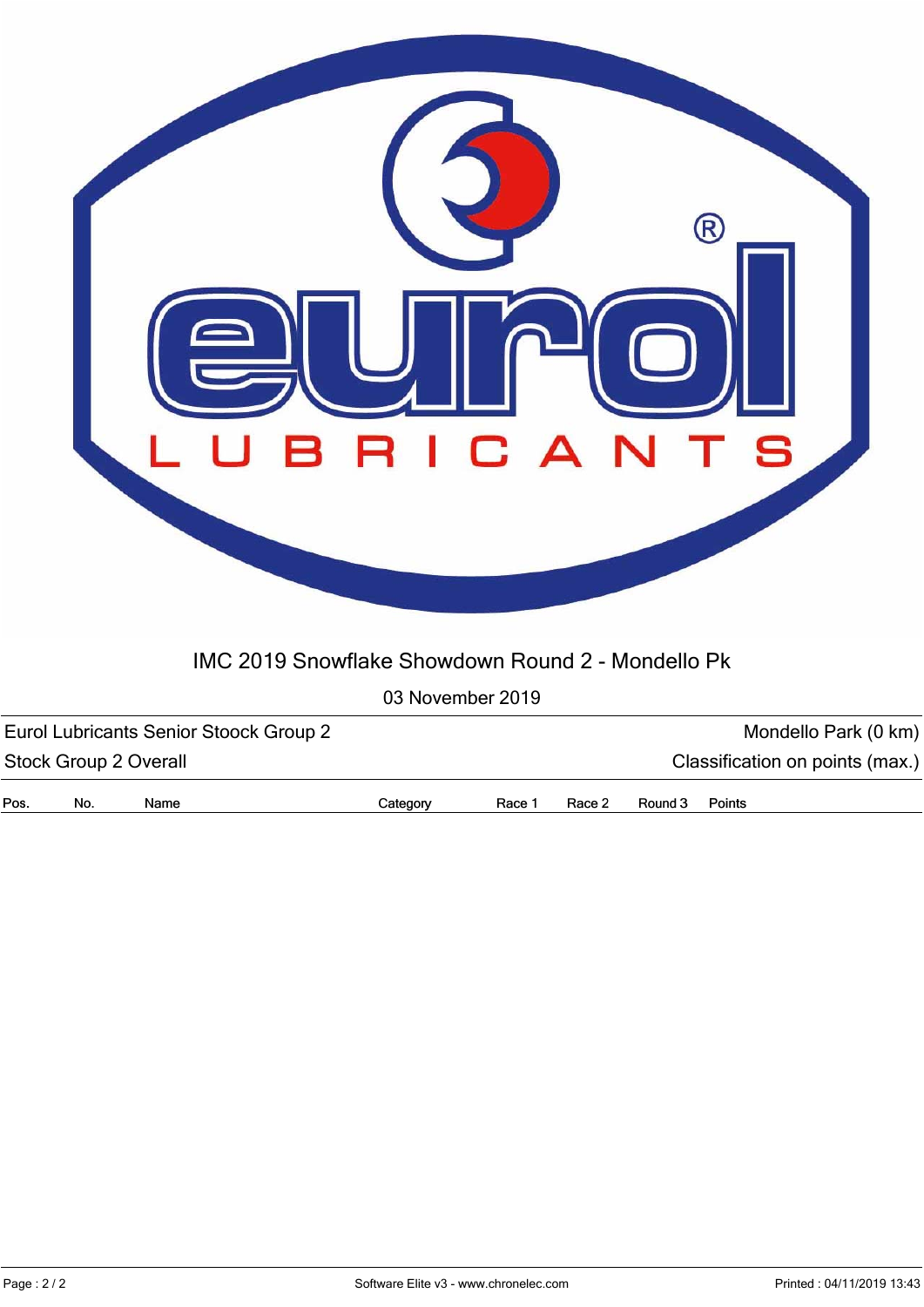IMC 2019 Snowflake Showdown Round 2 - Mondello Pk

03 November 2019

Eurol Lubricants Senior Stoock Group 2 | Mondello Park (0 km)

Stock Group 2 Overall | Classification on points (max.)

| Pos. | No. | Name | Category | Race 1 | Race 2 | Round 3 | Points |
|---|---|---|---|---|---|---|---|

Software Elite v3 - www.chronelec.com

Printed : 04/11/2019 13:43